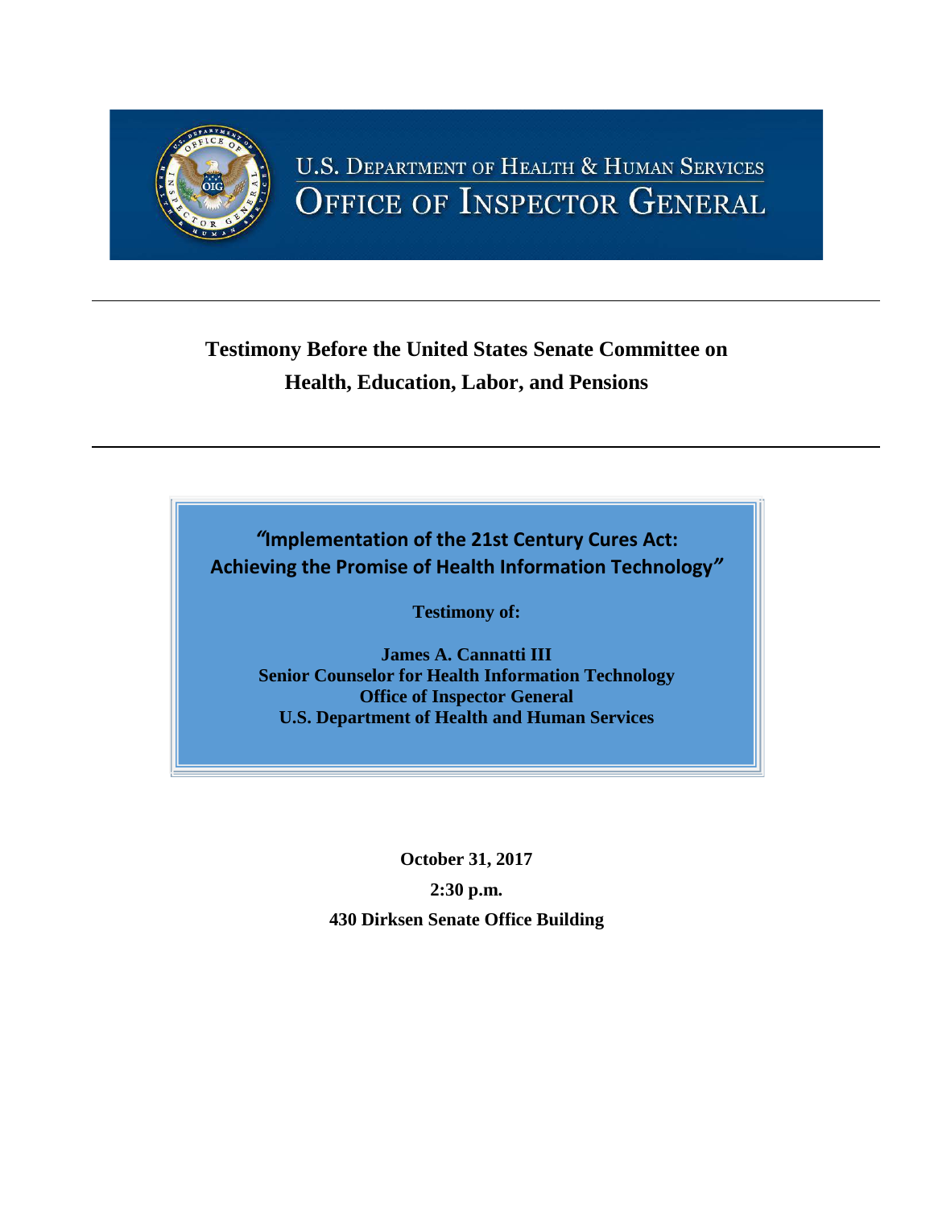U.S. DEPARTMENT OF HEALTH & HUMAN SERVICES
OFFICE OF INSPECTOR GENERAL

# Testimony Before the United States Senate Committee on Health, Education, Labor, and Pensions

## "Implementation of the 21st Century Cures Act: Achieving the Promise of Health Information Technology"

**Testimony of:**

**James A. Cannatti III**
**Senior Counselor for Health Information Technology**
**Office of Inspector General**
**U.S. Department of Health and Human Services**

**October 31, 2017**

**2:30 p.m.**

**430 Dirksen Senate Office Building**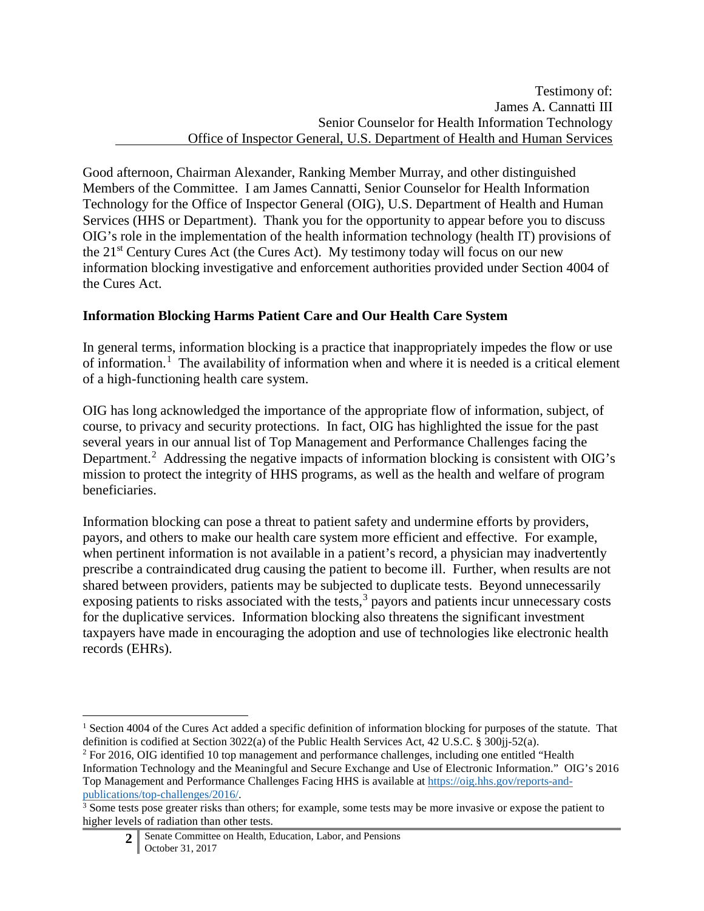Testimony of:
James A. Cannatti III
Senior Counselor for Health Information Technology
Office of Inspector General, U.S. Department of Health and Human Services

Good afternoon, Chairman Alexander, Ranking Member Murray, and other distinguished Members of the Committee. I am James Cannatti, Senior Counselor for Health Information Technology for the Office of Inspector General (OIG), U.S. Department of Health and Human Services (HHS or Department). Thank you for the opportunity to appear before you to discuss OIG's role in the implementation of the health information technology (health IT) provisions of the 21st Century Cures Act (the Cures Act). My testimony today will focus on our new information blocking investigative and enforcement authorities provided under Section 4004 of the Cures Act.

## Information Blocking Harms Patient Care and Our Health Care System

In general terms, information blocking is a practice that inappropriately impedes the flow or use of information.[1] The availability of information when and where it is needed is a critical element of a high-functioning health care system.

OIG has long acknowledged the importance of the appropriate flow of information, subject, of course, to privacy and security protections. In fact, OIG has highlighted the issue for the past several years in our annual list of Top Management and Performance Challenges facing the Department.[2] Addressing the negative impacts of information blocking is consistent with OIG's mission to protect the integrity of HHS programs, as well as the health and welfare of program beneficiaries.

Information blocking can pose a threat to patient safety and undermine efforts by providers, payors, and others to make our health care system more efficient and effective. For example, when pertinent information is not available in a patient's record, a physician may inadvertently prescribe a contraindicated drug causing the patient to become ill. Further, when results are not shared between providers, patients may be subjected to duplicate tests. Beyond unnecessarily exposing patients to risks associated with the tests,[3] payors and patients incur unnecessary costs for the duplicative services. Information blocking also threatens the significant investment taxpayers have made in encouraging the adoption and use of technologies like electronic health records (EHRs).

---

[1] Section 4004 of the Cures Act added a specific definition of information blocking for purposes of the statute. That definition is codified at Section 3022(a) of the Public Health Services Act, 42 U.S.C. § 300jj-52(a).

[2] For 2016, OIG identified 10 top management and performance challenges, including one entitled "Health Information Technology and the Meaningful and Secure Exchange and Use of Electronic Information." OIG's 2016 Top Management and Performance Challenges Facing HHS is available at https://oig.hhs.gov/reports-and-publications/top-challenges/2016/.

[3] Some tests pose greater risks than others; for example, some tests may be more invasive or expose the patient to higher levels of radiation than other tests.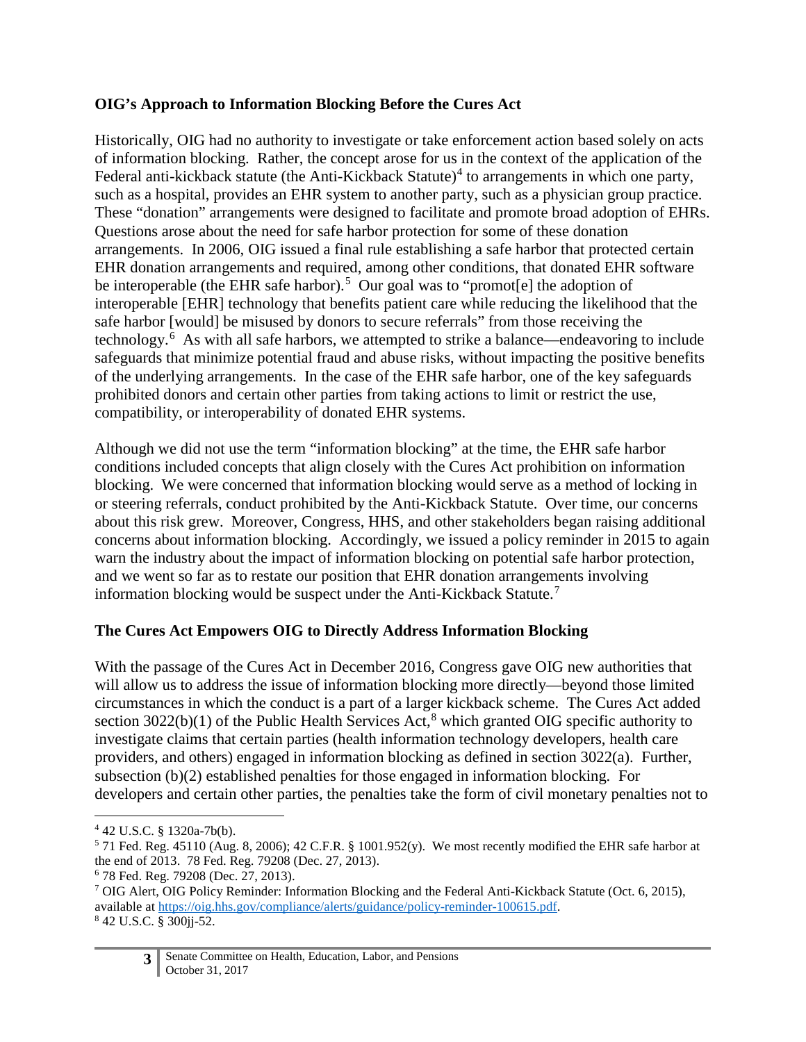## OIG's Approach to Information Blocking Before the Cures Act

Historically, OIG had no authority to investigate or take enforcement action based solely on acts of information blocking. Rather, the concept arose for us in the context of the application of the Federal anti-kickback statute (the Anti-Kickback Statute)[4] to arrangements in which one party, such as a hospital, provides an EHR system to another party, such as a physician group practice. These "donation" arrangements were designed to facilitate and promote broad adoption of EHRs. Questions arose about the need for safe harbor protection for some of these donation arrangements. In 2006, OIG issued a final rule establishing a safe harbor that protected certain EHR donation arrangements and required, among other conditions, that donated EHR software be interoperable (the EHR safe harbor).[5] Our goal was to "promot[e] the adoption of interoperable [EHR] technology that benefits patient care while reducing the likelihood that the safe harbor [would] be misused by donors to secure referrals" from those receiving the technology.[6] As with all safe harbors, we attempted to strike a balance—endeavoring to include safeguards that minimize potential fraud and abuse risks, without impacting the positive benefits of the underlying arrangements. In the case of the EHR safe harbor, one of the key safeguards prohibited donors and certain other parties from taking actions to limit or restrict the use, compatibility, or interoperability of donated EHR systems.

Although we did not use the term "information blocking" at the time, the EHR safe harbor conditions included concepts that align closely with the Cures Act prohibition on information blocking. We were concerned that information blocking would serve as a method of locking in or steering referrals, conduct prohibited by the Anti-Kickback Statute. Over time, our concerns about this risk grew. Moreover, Congress, HHS, and other stakeholders began raising additional concerns about information blocking. Accordingly, we issued a policy reminder in 2015 to again warn the industry about the impact of information blocking on potential safe harbor protection, and we went so far as to restate our position that EHR donation arrangements involving information blocking would be suspect under the Anti-Kickback Statute.[7]

## The Cures Act Empowers OIG to Directly Address Information Blocking

With the passage of the Cures Act in December 2016, Congress gave OIG new authorities that will allow us to address the issue of information blocking more directly—beyond those limited circumstances in which the conduct is a part of a larger kickback scheme. The Cures Act added section 3022(b)(1) of the Public Health Services Act,[8] which granted OIG specific authority to investigate claims that certain parties (health information technology developers, health care providers, and others) engaged in information blocking as defined in section 3022(a). Further, subsection (b)(2) established penalties for those engaged in information blocking. For developers and certain other parties, the penalties take the form of civil monetary penalties not to

---

[4] 42 U.S.C. § 1320a-7b(b).

[5] 71 Fed. Reg. 45110 (Aug. 8, 2006); 42 C.F.R. § 1001.952(y). We most recently modified the EHR safe harbor at the end of 2013. 78 Fed. Reg. 79208 (Dec. 27, 2013).

[6] 78 Fed. Reg. 79208 (Dec. 27, 2013).

[7] OIG Alert, OIG Policy Reminder: Information Blocking and the Federal Anti-Kickback Statute (Oct. 6, 2015), available at https://oig.hhs.gov/compliance/alerts/guidance/policy-reminder-100615.pdf.

[8] 42 U.S.C. § 300jj-52.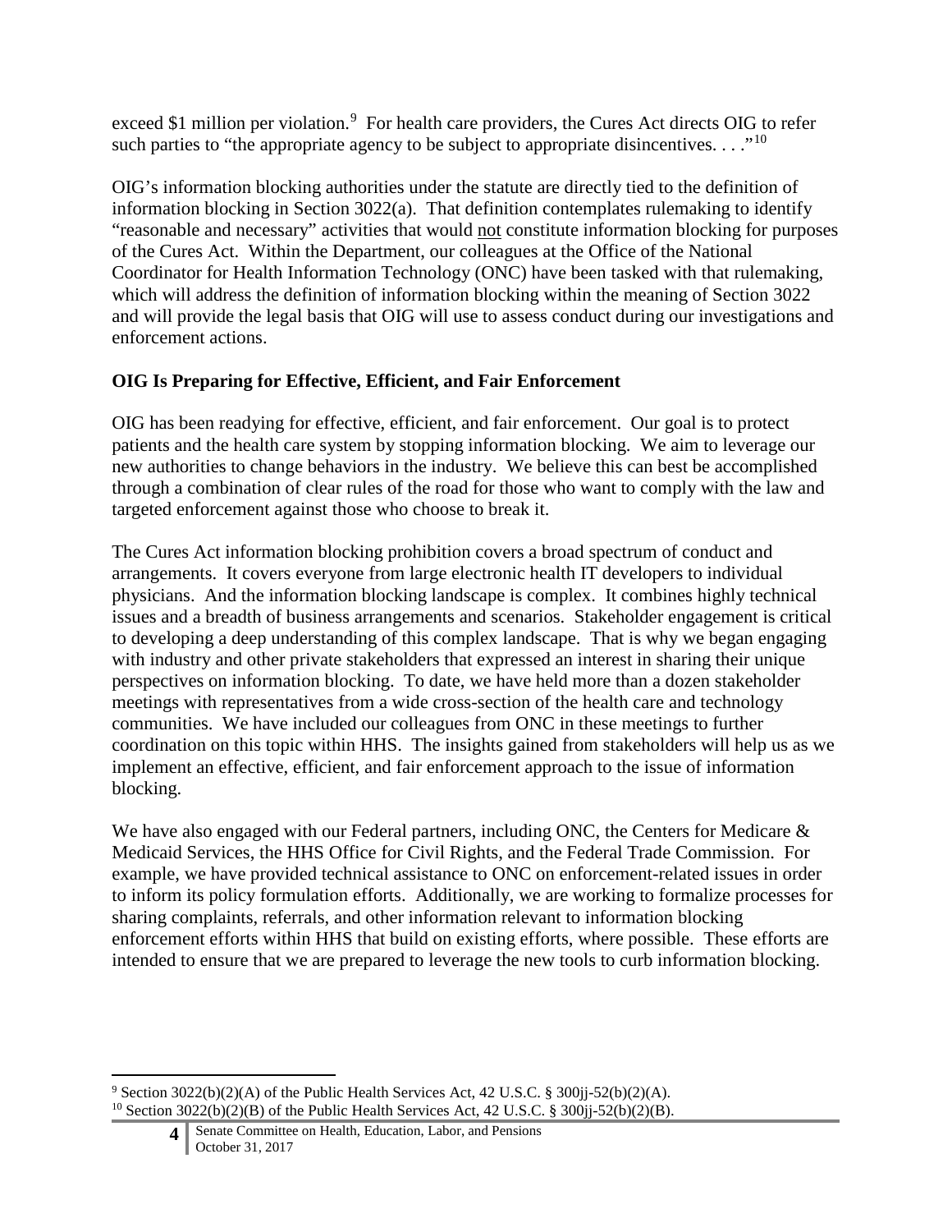exceed $1 million per violation.[9] For health care providers, the Cures Act directs OIG to refer such parties to "the appropriate agency to be subject to appropriate disincentives. . . ."[10]

OIG's information blocking authorities under the statute are directly tied to the definition of information blocking in Section 3022(a). That definition contemplates rulemaking to identify "reasonable and necessary" activities that would not constitute information blocking for purposes of the Cures Act. Within the Department, our colleagues at the Office of the National Coordinator for Health Information Technology (ONC) have been tasked with that rulemaking, which will address the definition of information blocking within the meaning of Section 3022 and will provide the legal basis that OIG will use to assess conduct during our investigations and enforcement actions.

**OIG Is Preparing for Effective, Efficient, and Fair Enforcement**

OIG has been readying for effective, efficient, and fair enforcement. Our goal is to protect patients and the health care system by stopping information blocking. We aim to leverage our new authorities to change behaviors in the industry. We believe this can best be accomplished through a combination of clear rules of the road for those who want to comply with the law and targeted enforcement against those who choose to break it.

The Cures Act information blocking prohibition covers a broad spectrum of conduct and arrangements. It covers everyone from large electronic health IT developers to individual physicians. And the information blocking landscape is complex. It combines highly technical issues and a breadth of business arrangements and scenarios. Stakeholder engagement is critical to developing a deep understanding of this complex landscape. That is why we began engaging with industry and other private stakeholders that expressed an interest in sharing their unique perspectives on information blocking. To date, we have held more than a dozen stakeholder meetings with representatives from a wide cross-section of the health care and technology communities. We have included our colleagues from ONC in these meetings to further coordination on this topic within HHS. The insights gained from stakeholders will help us as we implement an effective, efficient, and fair enforcement approach to the issue of information blocking.

We have also engaged with our Federal partners, including ONC, the Centers for Medicare & Medicaid Services, the HHS Office for Civil Rights, and the Federal Trade Commission. For example, we have provided technical assistance to ONC on enforcement-related issues in order to inform its policy formulation efforts. Additionally, we are working to formalize processes for sharing complaints, referrals, and other information relevant to information blocking enforcement efforts within HHS that build on existing efforts, where possible. These efforts are intended to ensure that we are prepared to leverage the new tools to curb information blocking.

[9] Section 3022(b)(2)(A) of the Public Health Services Act, 42 U.S.C. § 300jj-52(b)(2)(A).
[10] Section 3022(b)(2)(B) of the Public Health Services Act, 42 U.S.C. § 300jj-52(b)(2)(B).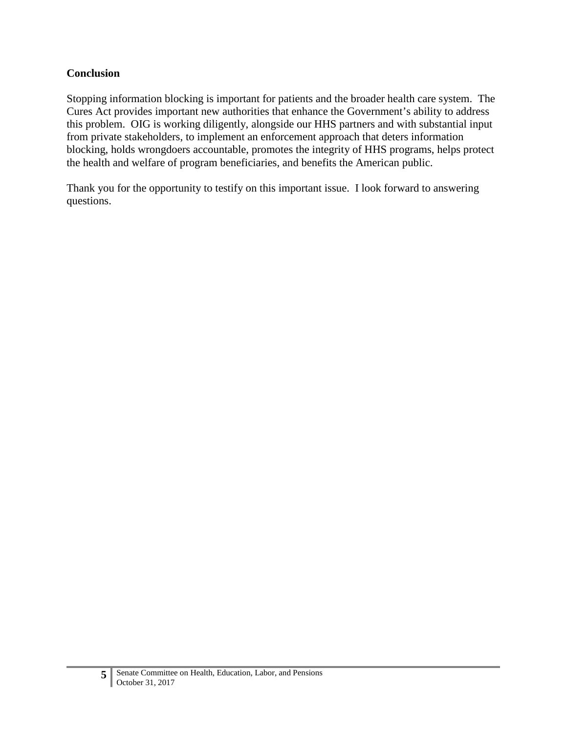**Conclusion**

Stopping information blocking is important for patients and the broader health care system. The Cures Act provides important new authorities that enhance the Government's ability to address this problem. OIG is working diligently, alongside our HHS partners and with substantial input from private stakeholders, to implement an enforcement approach that deters information blocking, holds wrongdoers accountable, promotes the integrity of HHS programs, helps protect the health and welfare of program beneficiaries, and benefits the American public.

Thank you for the opportunity to testify on this important issue. I look forward to answering questions.